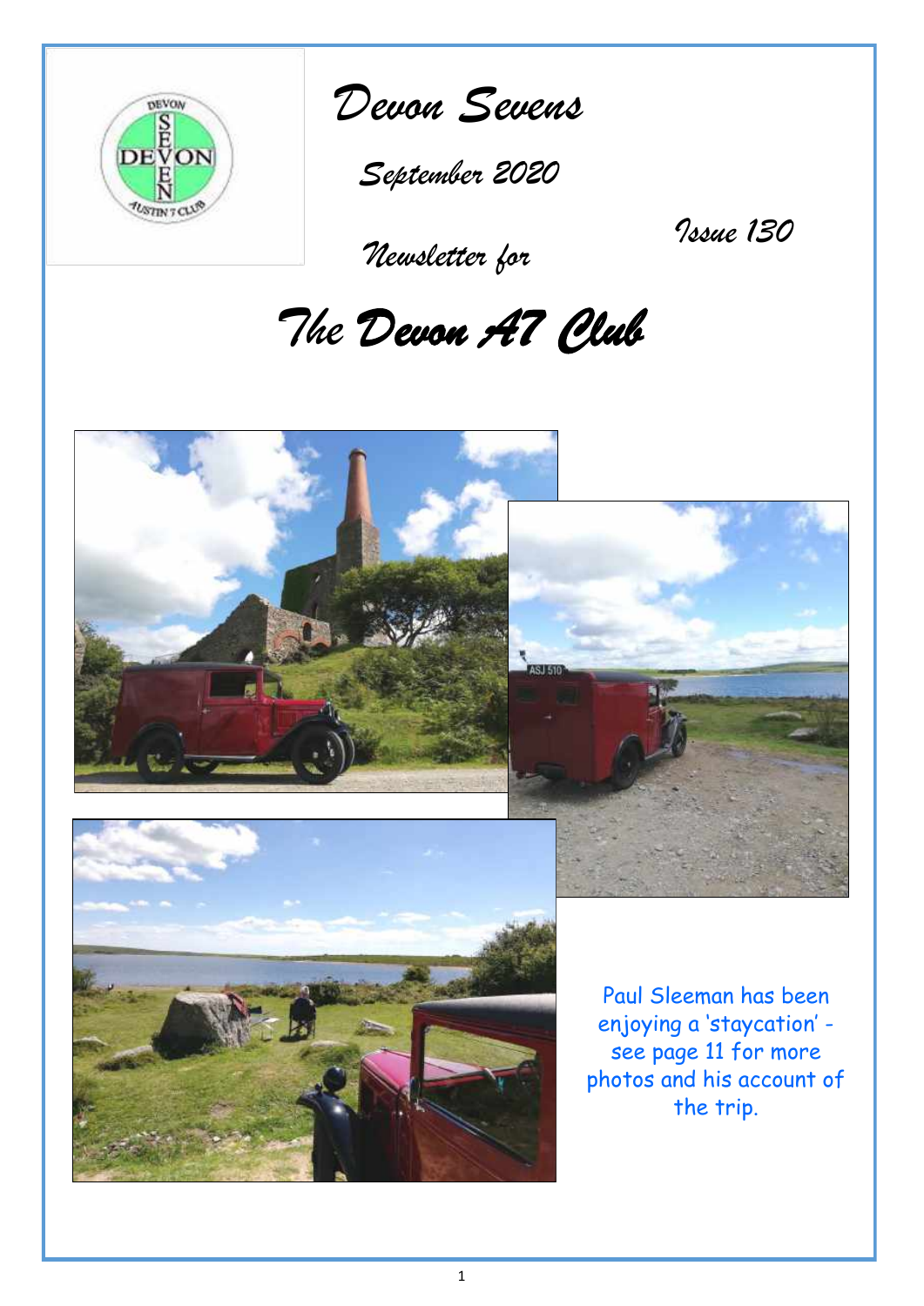# Devon Sevens

*September 2020*

*Newsletter for*

*Issue 130*

# *The Devon A7 Club*

Paul Sleeman has been enjoying a 'staycation' - see page 11 for more photos and his account of the trip.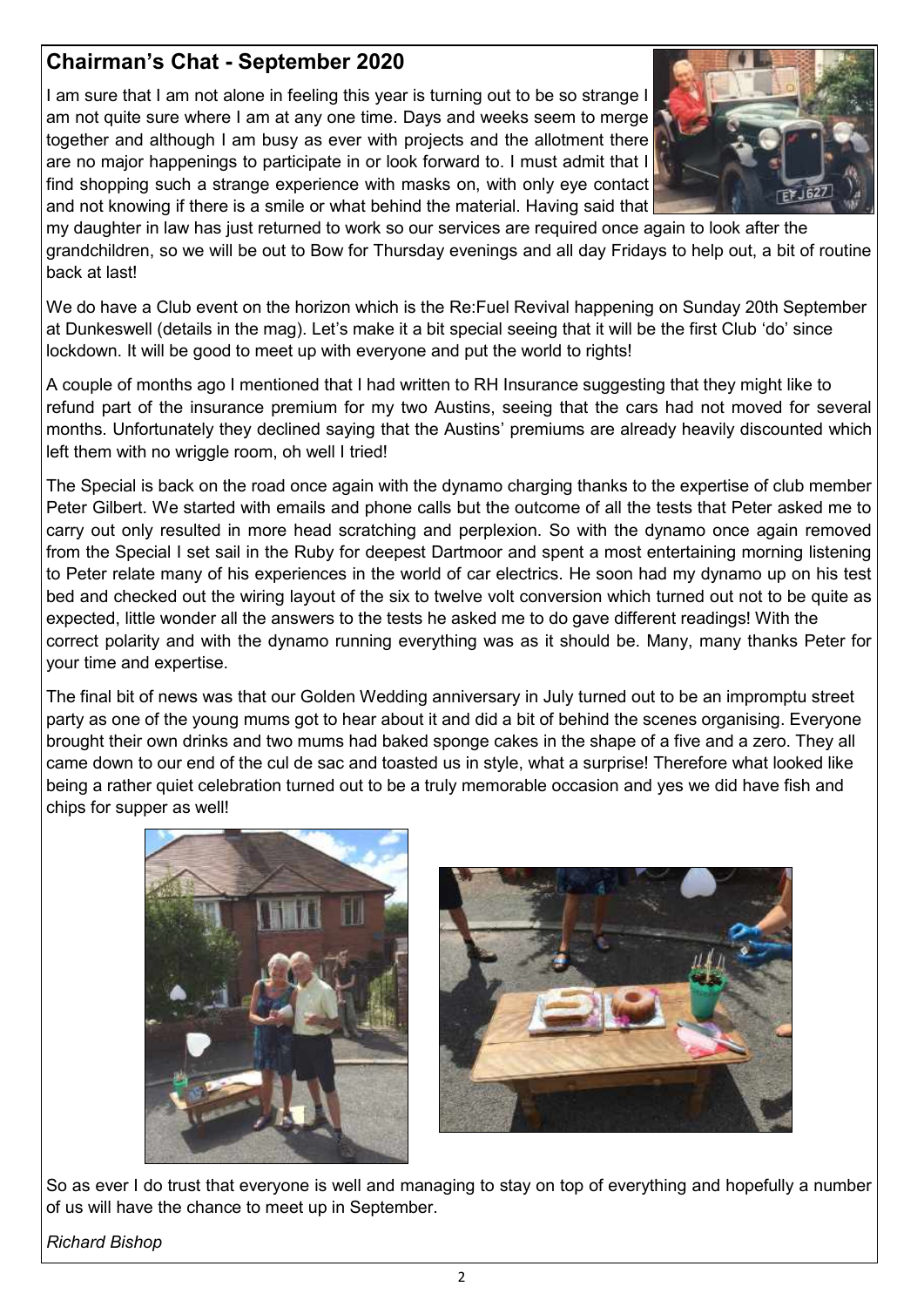## Chairman's Chat - September 2020

I am sure that I am not alone in feeling this year is turning out to be so strange I am not quite sure where I am at any one time. Days and weeks seem to merge together and although I am busy as ever with projects and the allotment there are no major happenings to participate in or look forward to. I must admit that I find shopping such a strange experience with masks on, with only eye contact and not knowing if there is a smile or what behind the material. Having said that my daughter in law has just returned to work so our services are required once again to look after the grandchildren, so we will be out to Bow for Thursday evenings and all day Fridays to help out, a bit of routine back at last!

We do have a Club event on the horizon which is the Re:Fuel Revival happening on Sunday 20th September at Dunkeswell (details in the mag). Let's make it a bit special seeing that it will be the first Club 'do' since lockdown. It will be good to meet up with everyone and put the world to rights!

A couple of months ago I mentioned that I had written to RH Insurance suggesting that they might like to refund part of the insurance premium for my two Austins, seeing that the cars had not moved for several months. Unfortunately they declined saying that the Austins' premiums are already heavily discounted which left them with no wriggle room, oh well I tried!

The Special is back on the road once again with the dynamo charging thanks to the expertise of club member Peter Gilbert. We started with emails and phone calls but the outcome of all the tests that Peter asked me to carry out only resulted in more head scratching and perplexion. So with the dynamo once again removed from the Special I set sail in the Ruby for deepest Dartmoor and spent a most entertaining morning listening to Peter relate many of his experiences in the world of car electrics. He soon had my dynamo up on his test bed and checked out the wiring layout of the six to twelve volt conversion which turned out not to be quite as expected, little wonder all the answers to the tests he asked me to do gave different readings! With the correct polarity and with the dynamo running everything was as it should be. Many, many thanks Peter for your time and expertise.

The final bit of news was that our Golden Wedding anniversary in July turned out to be an impromptu street party as one of the young mums got to hear about it and did a bit of behind the scenes organising. Everyone brought their own drinks and two mums had baked sponge cakes in the shape of a five and a zero. They all came down to our end of the cul de sac and toasted us in style, what a surprise! Therefore what looked like being a rather quiet celebration turned out to be a truly memorable occasion and yes we did have fish and chips for supper as well!

So as ever I do trust that everyone is well and managing to stay on top of everything and hopefully a number of us will have the chance to meet up in September.

*Richard Bishop*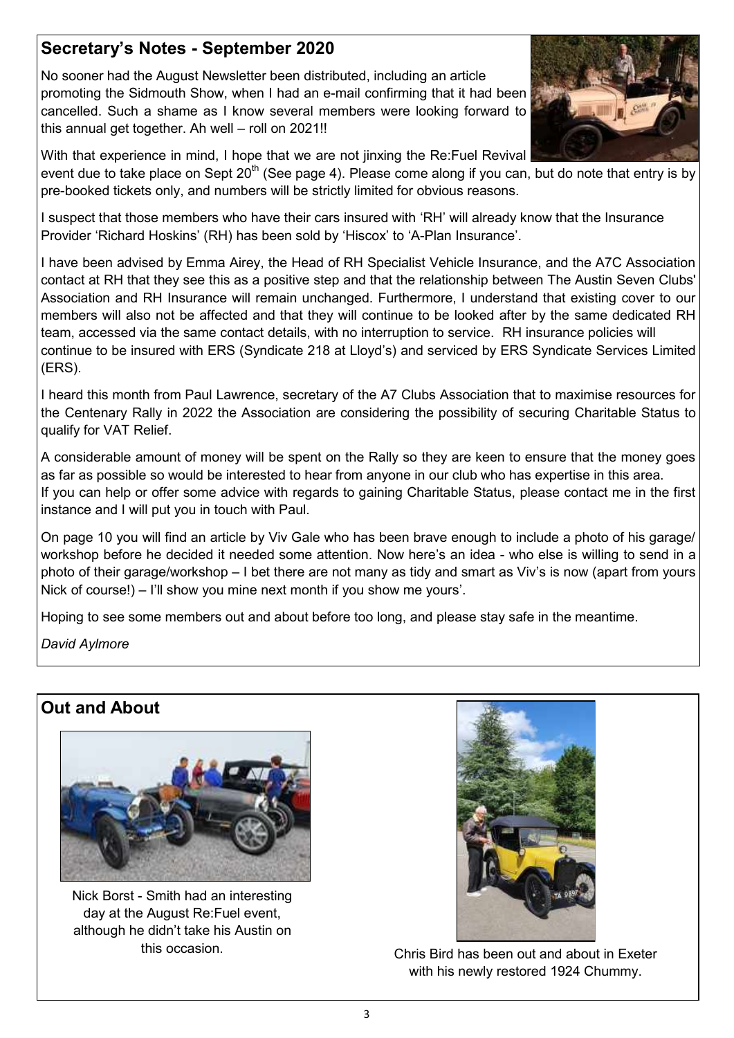## Secretary's Notes - September 2020

No sooner had the August Newsletter been distributed, including an article promoting the Sidmouth Show, when I had an e-mail confirming that it had been cancelled. Such a shame as I know several members were looking forward to this annual get together. Ah well – roll on 2021!!

With that experience in mind, I hope that we are not jinxing the Re:Fuel Revival event due to take place on Sept 20th (See page 4). Please come along if you can, but do note that entry is by pre-booked tickets only, and numbers will be strictly limited for obvious reasons.

I suspect that those members who have their cars insured with 'RH' will already know that the Insurance Provider 'Richard Hoskins' (RH) has been sold by 'Hiscox' to 'A-Plan Insurance'.

I have been advised by Emma Airey, the Head of RH Specialist Vehicle Insurance, and the A7C Association contact at RH that they see this as a positive step and that the relationship between The Austin Seven Clubs' Association and RH Insurance will remain unchanged. Furthermore, I understand that existing cover to our members will also not be affected and that they will continue to be looked after by the same dedicated RH team, accessed via the same contact details, with no interruption to service. RH insurance policies will continue to be insured with ERS (Syndicate 218 at Lloyd's) and serviced by ERS Syndicate Services Limited (ERS).

I heard this month from Paul Lawrence, secretary of the A7 Clubs Association that to maximise resources for the Centenary Rally in 2022 the Association are considering the possibility of securing Charitable Status to qualify for VAT Relief.

A considerable amount of money will be spent on the Rally so they are keen to ensure that the money goes as far as possible so would be interested to hear from anyone in our club who has expertise in this area. If you can help or offer some advice with regards to gaining Charitable Status, please contact me in the first instance and I will put you in touch with Paul.

On page 10 you will find an article by Viv Gale who has been brave enough to include a photo of his garage/ workshop before he decided it needed some attention. Now here's an idea - who else is willing to send in a photo of their garage/workshop – I bet there are not many as tidy and smart as Viv's is now (apart from yours Nick of course!) – I'll show you mine next month if you show me yours'.

Hoping to see some members out and about before too long, and please stay safe in the meantime.

*David Aylmore*

## Out and About

Nick Borst - Smith had an interesting day at the August Re:Fuel event, although he didn't take his Austin on this occasion.

Chris Bird has been out and about in Exeter with his newly restored 1924 Chummy.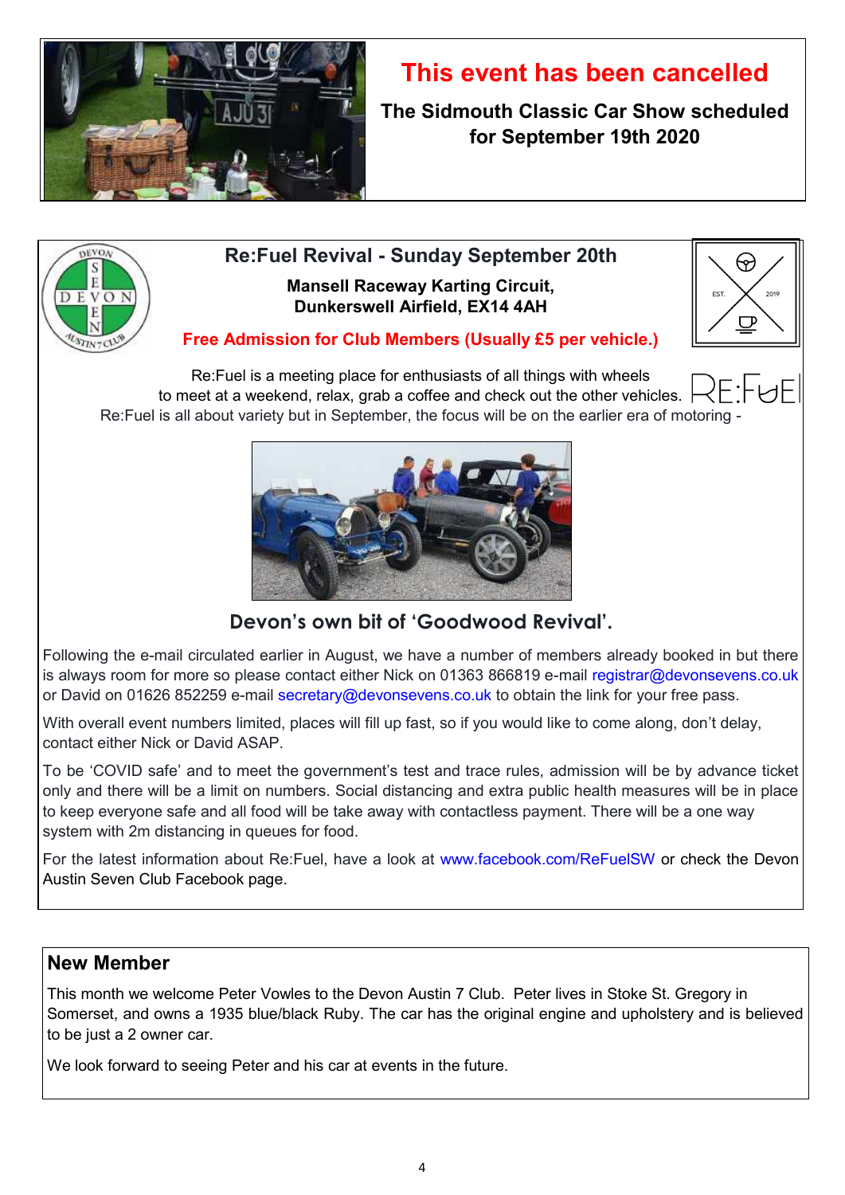## This event has been cancelled

**The Sidmouth Classic Car Show scheduled for September 19th 2020**

## Re:Fuel Revival - Sunday September 20th

**Mansell Raceway Karting Circuit, Dunkerswell Airfield, EX14 4AH**

**Free Admission for Club Members (Usually £5 per vehicle.)**

Re:Fuel is a meeting place for enthusiasts of all things with wheels to meet at a weekend, relax, grab a coffee and check out the other vehicles. Re:Fuel is all about variety but in September, the focus will be on the earlier era of motoring -

### Devon's own bit of 'Goodwood Revival'.

Following the e-mail circulated earlier in August, we have a number of members already booked in but there is always room for more so please contact either Nick on 01363 866819 e-mail registrar@devonsevens.co.uk or David on 01626 852259 e-mail secretary@devonsevens.co.uk to obtain the link for your free pass.

With overall event numbers limited, places will fill up fast, so if you would like to come along, don't delay, contact either Nick or David ASAP.

To be 'COVID safe' and to meet the government's test and trace rules, admission will be by advance ticket only and there will be a limit on numbers. Social distancing and extra public health measures will be in place to keep everyone safe and all food will be take away with contactless payment. There will be a one way system with 2m distancing in queues for food.

For the latest information about Re:Fuel, have a look at www.facebook.com/ReFuelSW or check the Devon Austin Seven Club Facebook page.

## New Member

This month we welcome Peter Vowles to the Devon Austin 7 Club. Peter lives in Stoke St. Gregory in Somerset, and owns a 1935 blue/black Ruby. The car has the original engine and upholstery and is believed to be just a 2 owner car.

We look forward to seeing Peter and his car at events in the future.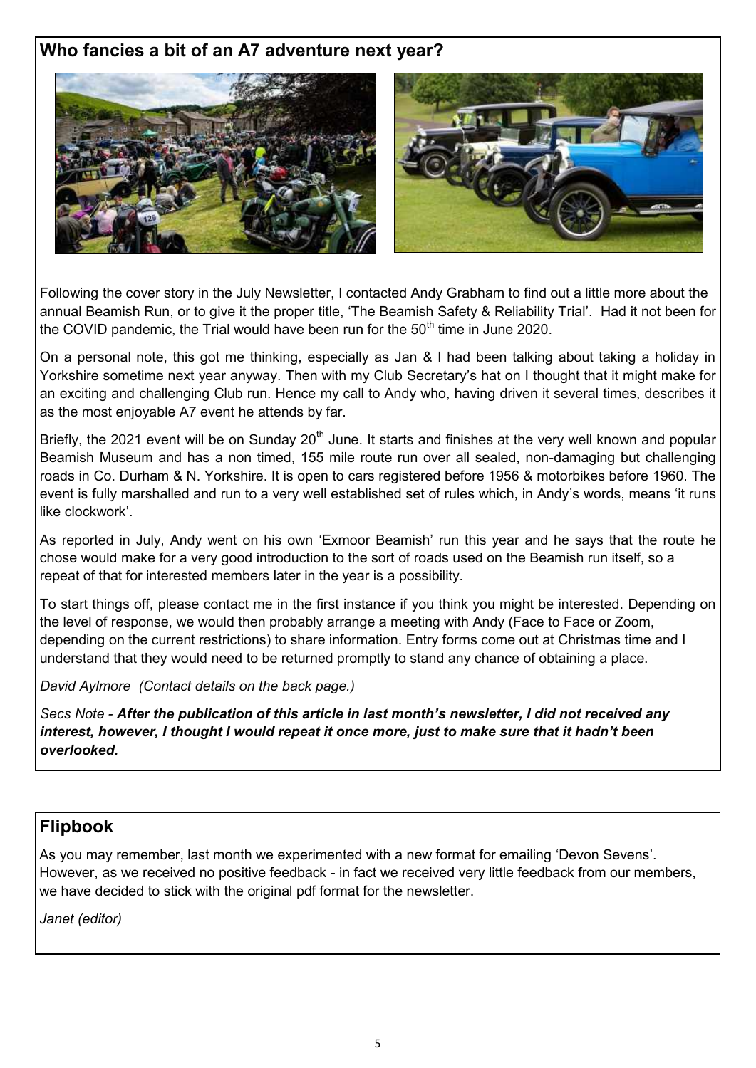## Who fancies a bit of an A7 adventure next year?

Following the cover story in the July Newsletter, I contacted Andy Grabham to find out a little more about the annual Beamish Run, or to give it the proper title, 'The Beamish Safety & Reliability Trial'. Had it not been for the COVID pandemic, the Trial would have been run for the 50th time in June 2020.

On a personal note, this got me thinking, especially as Jan & I had been talking about taking a holiday in Yorkshire sometime next year anyway. Then with my Club Secretary's hat on I thought that it might make for an exciting and challenging Club run. Hence my call to Andy who, having driven it several times, describes it as the most enjoyable A7 event he attends by far.

Briefly, the 2021 event will be on Sunday 20th June. It starts and finishes at the very well known and popular Beamish Museum and has a non timed, 155 mile route run over all sealed, non-damaging but challenging roads in Co. Durham & N. Yorkshire. It is open to cars registered before 1956 & motorbikes before 1960. The event is fully marshalled and run to a very well established set of rules which, in Andy's words, means 'it runs like clockwork'.

As reported in July, Andy went on his own 'Exmoor Beamish' run this year and he says that the route he chose would make for a very good introduction to the sort of roads used on the Beamish run itself, so a repeat of that for interested members later in the year is a possibility.

To start things off, please contact me in the first instance if you think you might be interested. Depending on the level of response, we would then probably arrange a meeting with Andy (Face to Face or Zoom, depending on the current restrictions) to share information. Entry forms come out at Christmas time and I understand that they would need to be returned promptly to stand any chance of obtaining a place.

*David Aylmore (Contact details on the back page.)*

*Secs Note -* ***After the publication of this article in last month's newsletter, I did not received any interest, however, I thought I would repeat it once more, just to make sure that it hadn't been overlooked.***

## Flipbook

As you may remember, last month we experimented with a new format for emailing 'Devon Sevens'. However, as we received no positive feedback - in fact we received very little feedback from our members, we have decided to stick with the original pdf format for the newsletter.

*Janet (editor)*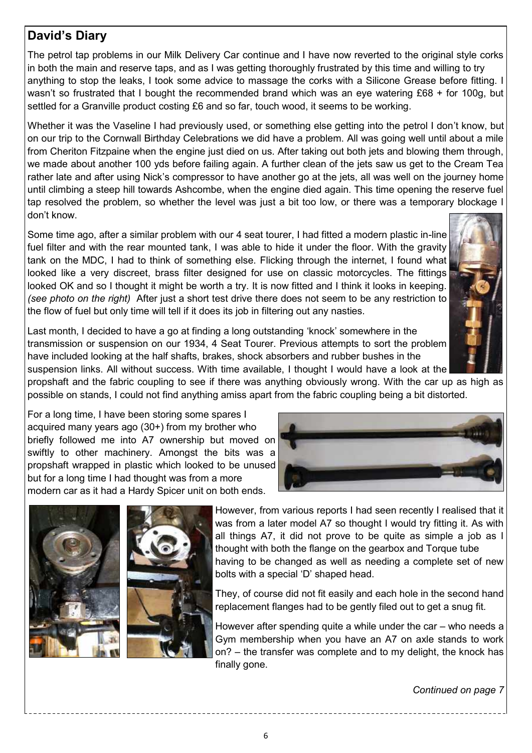## David's Diary

The petrol tap problems in our Milk Delivery Car continue and I have now reverted to the original style corks in both the main and reserve taps, and as I was getting thoroughly frustrated by this time and willing to try anything to stop the leaks, I took some advice to massage the corks with a Silicone Grease before fitting. I wasn't so frustrated that I bought the recommended brand which was an eye watering £68 + for 100g, but settled for a Granville product costing £6 and so far, touch wood, it seems to be working.

Whether it was the Vaseline I had previously used, or something else getting into the petrol I don't know, but on our trip to the Cornwall Birthday Celebrations we did have a problem. All was going well until about a mile from Cheriton Fitzpaine when the engine just died on us. After taking out both jets and blowing them through, we made about another 100 yds before failing again. A further clean of the jets saw us get to the Cream Tea rather late and after using Nick's compressor to have another go at the jets, all was well on the journey home until climbing a steep hill towards Ashcombe, when the engine died again. This time opening the reserve fuel tap resolved the problem, so whether the level was just a bit too low, or there was a temporary blockage I don't know.

Some time ago, after a similar problem with our 4 seat tourer, I had fitted a modern plastic in-line fuel filter and with the rear mounted tank, I was able to hide it under the floor. With the gravity tank on the MDC, I had to think of something else. Flicking through the internet, I found what looked like a very discreet, brass filter designed for use on classic motorcycles. The fittings looked OK and so I thought it might be worth a try. It is now fitted and I think it looks in keeping. *(see photo on the right)* After just a short test drive there does not seem to be any restriction to the flow of fuel but only time will tell if it does its job in filtering out any nasties.

Last month, I decided to have a go at finding a long outstanding 'knock' somewhere in the transmission or suspension on our 1934, 4 Seat Tourer. Previous attempts to sort the problem have included looking at the half shafts, brakes, shock absorbers and rubber bushes in the suspension links. All without success. With time available, I thought I would have a look at the propshaft and the fabric coupling to see if there was anything obviously wrong. With the car up as high as possible on stands, I could not find anything amiss apart from the fabric coupling being a bit distorted.

For a long time, I have been storing some spares I acquired many years ago (30+) from my brother who briefly followed me into A7 ownership but moved on swiftly to other machinery. Amongst the bits was a propshaft wrapped in plastic which looked to be unused but for a long time I had thought was from a more modern car as it had a Hardy Spicer unit on both ends.

However, from various reports I had seen recently I realised that it was from a later model A7 so thought I would try fitting it. As with all things A7, it did not prove to be quite as simple a job as I thought with both the flange on the gearbox and Torque tube having to be changed as well as needing a complete set of new bolts with a special 'D' shaped head.

They, of course did not fit easily and each hole in the second hand replacement flanges had to be gently filed out to get a snug fit.

However after spending quite a while under the car – who needs a Gym membership when you have an A7 on axle stands to work on? – the transfer was complete and to my delight, the knock has finally gone.

*Continued on page 7*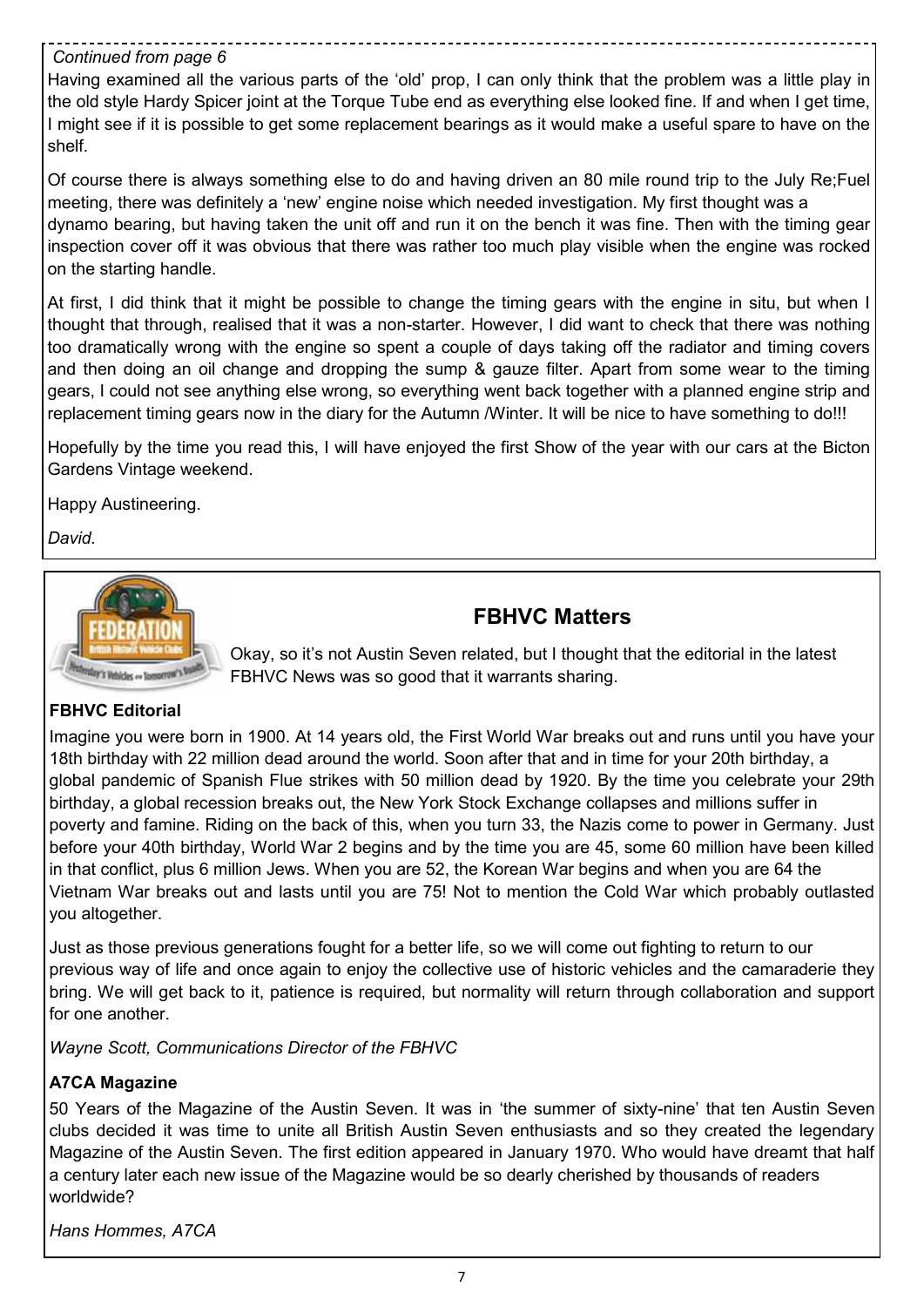*Continued from page 6*

Having examined all the various parts of the 'old' prop, I can only think that the problem was a little play in the old style Hardy Spicer joint at the Torque Tube end as everything else looked fine. If and when I get time, I might see if it is possible to get some replacement bearings as it would make a useful spare to have on the shelf.

Of course there is always something else to do and having driven an 80 mile round trip to the July Re;Fuel meeting, there was definitely a 'new' engine noise which needed investigation. My first thought was a dynamo bearing, but having taken the unit off and run it on the bench it was fine. Then with the timing gear inspection cover off it was obvious that there was rather too much play visible when the engine was rocked on the starting handle.

At first, I did think that it might be possible to change the timing gears with the engine in situ, but when I thought that through, realised that it was a non-starter. However, I did want to check that there was nothing too dramatically wrong with the engine so spent a couple of days taking off the radiator and timing covers and then doing an oil change and dropping the sump & gauze filter. Apart from some wear to the timing gears, I could not see anything else wrong, so everything went back together with a planned engine strip and replacement timing gears now in the diary for the Autumn /Winter. It will be nice to have something to do!!!

Hopefully by the time you read this, I will have enjoyed the first Show of the year with our cars at the Bicton Gardens Vintage weekend.

Happy Austineering.

*David.*

## FBHVC Matters

Okay, so it's not Austin Seven related, but I thought that the editorial in the latest FBHVC News was so good that it warrants sharing.

**FBHVC Editorial**

Imagine you were born in 1900. At 14 years old, the First World War breaks out and runs until you have your 18th birthday with 22 million dead around the world. Soon after that and in time for your 20th birthday, a global pandemic of Spanish Flue strikes with 50 million dead by 1920. By the time you celebrate your 29th birthday, a global recession breaks out, the New York Stock Exchange collapses and millions suffer in poverty and famine. Riding on the back of this, when you turn 33, the Nazis come to power in Germany. Just before your 40th birthday, World War 2 begins and by the time you are 45, some 60 million have been killed in that conflict, plus 6 million Jews. When you are 52, the Korean War begins and when you are 64 the Vietnam War breaks out and lasts until you are 75! Not to mention the Cold War which probably outlasted you altogether.

Just as those previous generations fought for a better life, so we will come out fighting to return to our previous way of life and once again to enjoy the collective use of historic vehicles and the camaraderie they bring. We will get back to it, patience is required, but normality will return through collaboration and support for one another.

*Wayne Scott, Communications Director of the FBHVC*

**A7CA Magazine**

50 Years of the Magazine of the Austin Seven. It was in 'the summer of sixty-nine' that ten Austin Seven clubs decided it was time to unite all British Austin Seven enthusiasts and so they created the legendary Magazine of the Austin Seven. The first edition appeared in January 1970. Who would have dreamt that half a century later each new issue of the Magazine would be so dearly cherished by thousands of readers worldwide?

*Hans Hommes, A7CA*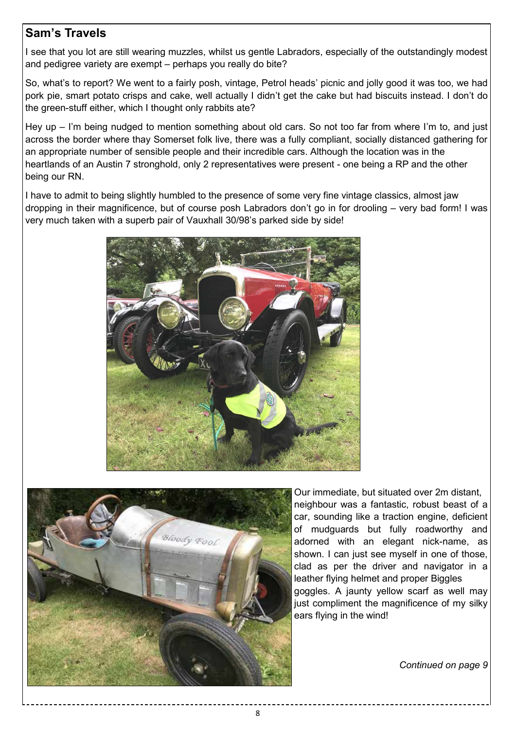## Sam's Travels

I see that you lot are still wearing muzzles, whilst us gentle Labradors, especially of the outstandingly modest and pedigree variety are exempt – perhaps you really do bite?

So, what's to report? We went to a fairly posh, vintage, Petrol heads' picnic and jolly good it was too, we had pork pie, smart potato crisps and cake, well actually I didn't get the cake but had biscuits instead. I don't do the green-stuff either, which I thought only rabbits ate?

Hey up – I'm being nudged to mention something about old cars. So not too far from where I'm to, and just across the border where thay Somerset folk live, there was a fully compliant, socially distanced gathering for an appropriate number of sensible people and their incredible cars. Although the location was in the heartlands of an Austin 7 stronghold, only 2 representatives were present - one being a RP and the other being our RN.

I have to admit to being slightly humbled to the presence of some very fine vintage classics, almost jaw dropping in their magnificence, but of course posh Labradors don't go in for drooling – very bad form! I was very much taken with a superb pair of Vauxhall 30/98's parked side by side!

Our immediate, but situated over 2m distant, neighbour was a fantastic, robust beast of a car, sounding like a traction engine, deficient of mudguards but fully roadworthy and adorned with an elegant nick-name, as shown. I can just see myself in one of those, clad as per the driver and navigator in a leather flying helmet and proper Biggles goggles. A jaunty yellow scarf as well may just compliment the magnificence of my silky ears flying in the wind!

*Continued on page 9*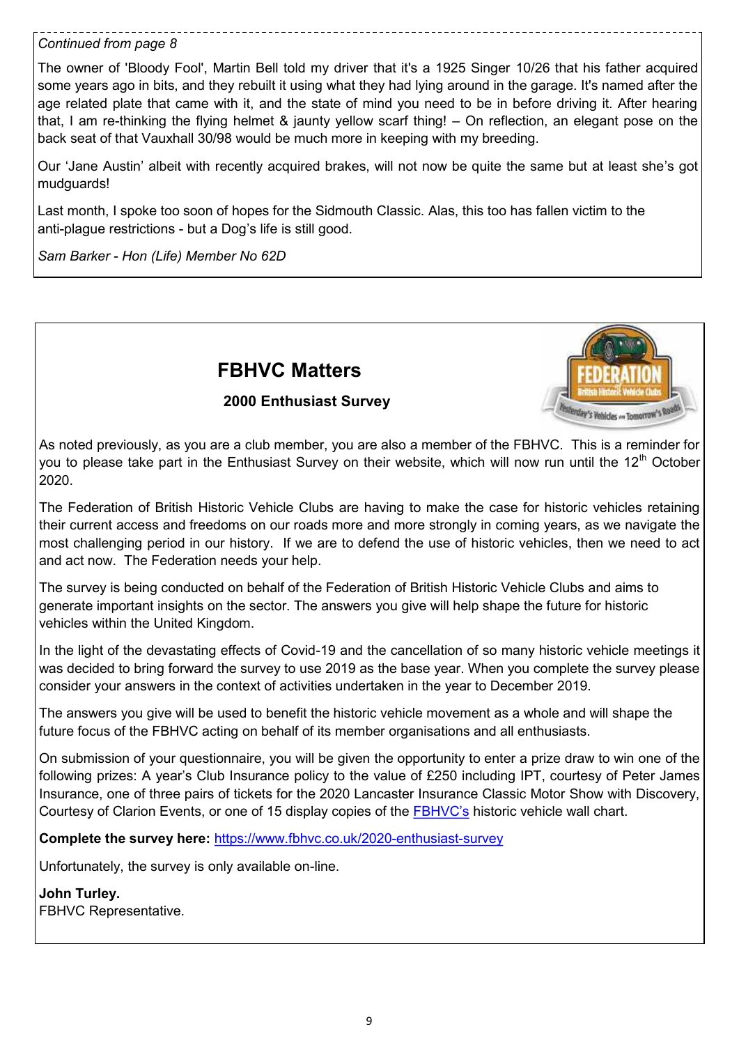*Continued from page 8*

The owner of 'Bloody Fool', Martin Bell told my driver that it's a 1925 Singer 10/26 that his father acquired some years ago in bits, and they rebuilt it using what they had lying around in the garage. It's named after the age related plate that came with it, and the state of mind you need to be in before driving it. After hearing that, I am re-thinking the flying helmet & jaunty yellow scarf thing! – On reflection, an elegant pose on the back seat of that Vauxhall 30/98 would be much more in keeping with my breeding.

Our 'Jane Austin' albeit with recently acquired brakes, will not now be quite the same but at least she's got mudguards!

Last month, I spoke too soon of hopes for the Sidmouth Classic. Alas, this too has fallen victim to the anti-plague restrictions - but a Dog's life is still good.

*Sam Barker - Hon (Life) Member No 62D*

# FBHVC Matters

### 2000 Enthusiast Survey

As noted previously, as you are a club member, you are also a member of the FBHVC. This is a reminder for you to please take part in the Enthusiast Survey on their website, which will now run until the 12th October 2020.

The Federation of British Historic Vehicle Clubs are having to make the case for historic vehicles retaining their current access and freedoms on our roads more and more strongly in coming years, as we navigate the most challenging period in our history. If we are to defend the use of historic vehicles, then we need to act and act now. The Federation needs your help.

The survey is being conducted on behalf of the Federation of British Historic Vehicle Clubs and aims to generate important insights on the sector. The answers you give will help shape the future for historic vehicles within the United Kingdom.

In the light of the devastating effects of Covid-19 and the cancellation of so many historic vehicle meetings it was decided to bring forward the survey to use 2019 as the base year. When you complete the survey please consider your answers in the context of activities undertaken in the year to December 2019.

The answers you give will be used to benefit the historic vehicle movement as a whole and will shape the future focus of the FBHVC acting on behalf of its member organisations and all enthusiasts.

On submission of your questionnaire, you will be given the opportunity to enter a prize draw to win one of the following prizes: A year's Club Insurance policy to the value of £250 including IPT, courtesy of Peter James Insurance, one of three pairs of tickets for the 2020 Lancaster Insurance Classic Motor Show with Discovery, Courtesy of Clarion Events, or one of 15 display copies of the FBHVC's historic vehicle wall chart.

**Complete the survey here:** https://www.fbhvc.co.uk/2020-enthusiast-survey

Unfortunately, the survey is only available on-line.

**John Turley.**
FBHVC Representative.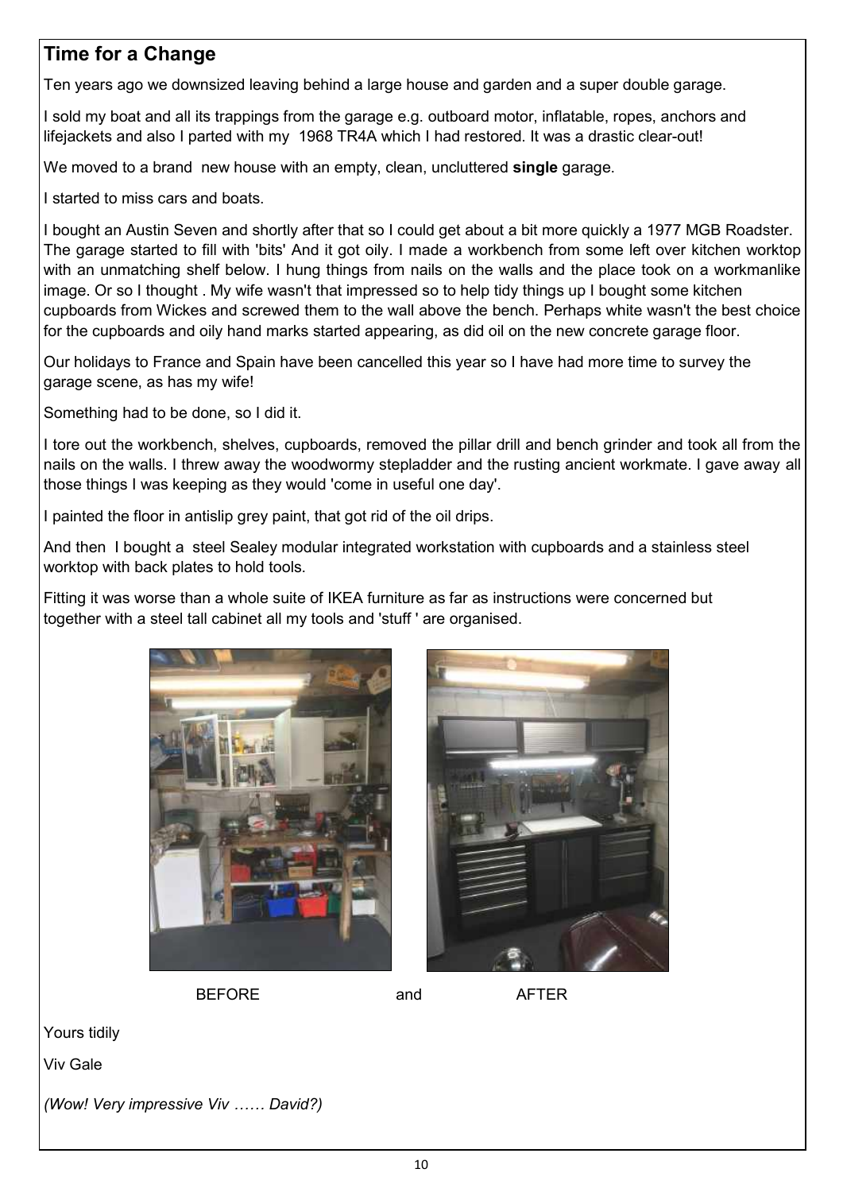## Time for a Change

Ten years ago we downsized leaving behind a large house and garden and a super double garage.

I sold my boat and all its trappings from the garage e.g. outboard motor, inflatable, ropes, anchors and lifejackets and also I parted with my 1968 TR4A which I had restored. It was a drastic clear-out!

We moved to a brand new house with an empty, clean, uncluttered **single** garage.

I started to miss cars and boats.

I bought an Austin Seven and shortly after that so I could get about a bit more quickly a 1977 MGB Roadster. The garage started to fill with 'bits' And it got oily. I made a workbench from some left over kitchen worktop with an unmatching shelf below. I hung things from nails on the walls and the place took on a workmanlike image. Or so I thought . My wife wasn't that impressed so to help tidy things up I bought some kitchen cupboards from Wickes and screwed them to the wall above the bench. Perhaps white wasn't the best choice for the cupboards and oily hand marks started appearing, as did oil on the new concrete garage floor.

Our holidays to France and Spain have been cancelled this year so I have had more time to survey the garage scene, as has my wife!

Something had to be done, so I did it.

I tore out the workbench, shelves, cupboards, removed the pillar drill and bench grinder and took all from the nails on the walls. I threw away the woodwormy stepladder and the rusting ancient workmate. I gave away all those things I was keeping as they would 'come in useful one day'.

I painted the floor in antislip grey paint, that got rid of the oil drips.

And then I bought a steel Sealey modular integrated workstation with cupboards and a stainless steel worktop with back plates to hold tools.

Fitting it was worse than a whole suite of IKEA furniture as far as instructions were concerned but together with a steel tall cabinet all my tools and 'stuff ' are organised.

BEFORE and AFTER

Yours tidily

Viv Gale

*(Wow! Very impressive Viv …… David?)*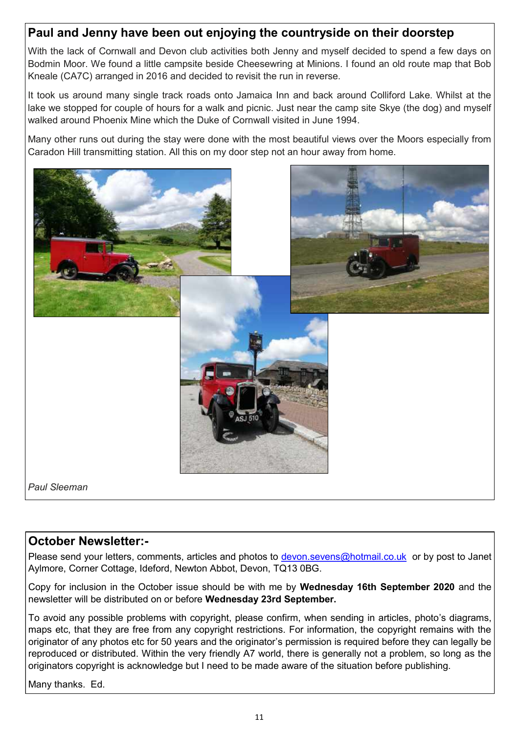## Paul and Jenny have been out enjoying the countryside on their doorstep

With the lack of Cornwall and Devon club activities both Jenny and myself decided to spend a few days on Bodmin Moor. We found a little campsite beside Cheesewring at Minions. I found an old route map that Bob Kneale (CA7C) arranged in 2016 and decided to revisit the run in reverse.

It took us around many single track roads onto Jamaica Inn and back around Colliford Lake. Whilst at the lake we stopped for couple of hours for a walk and picnic. Just near the camp site Skye (the dog) and myself walked around Phoenix Mine which the Duke of Cornwall visited in June 1994.

Many other runs out during the stay were done with the most beautiful views over the Moors especially from Caradon Hill transmitting station. All this on my door step not an hour away from home.

*Paul Sleeman*

## October Newsletter:-

Please send your letters, comments, articles and photos to devon.sevens@hotmail.co.uk or by post to Janet Aylmore, Corner Cottage, Ideford, Newton Abbot, Devon, TQ13 0BG.

Copy for inclusion in the October issue should be with me by **Wednesday 16th September 2020** and the newsletter will be distributed on or before **Wednesday 23rd September.**

To avoid any possible problems with copyright, please confirm, when sending in articles, photo's diagrams, maps etc, that they are free from any copyright restrictions. For information, the copyright remains with the originator of any photos etc for 50 years and the originator's permission is required before they can legally be reproduced or distributed. Within the very friendly A7 world, there is generally not a problem, so long as the originators copyright is acknowledge but I need to be made aware of the situation before publishing.

Many thanks. Ed.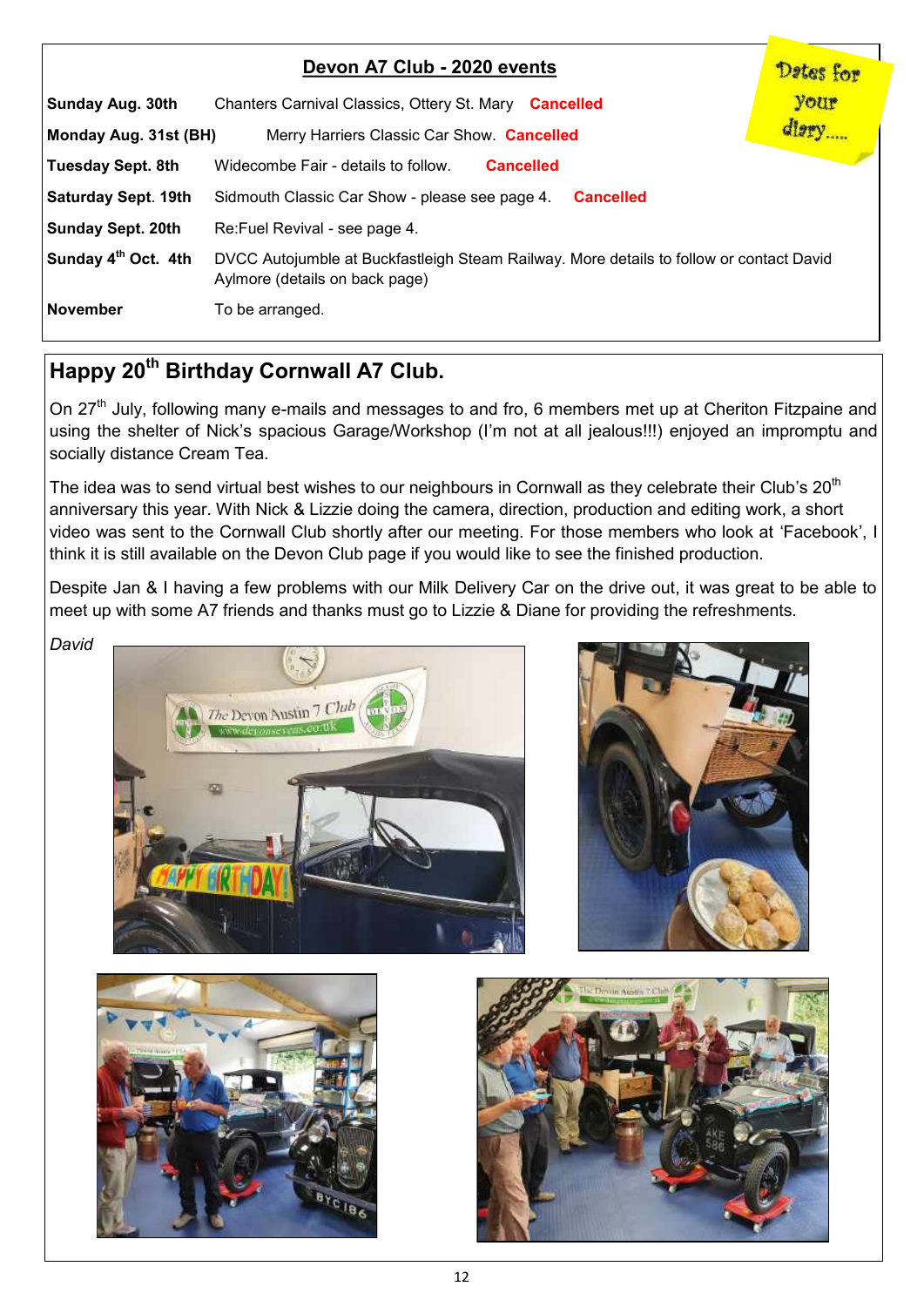## Devon A7 Club - 2020 events

Dates for your diary.....

| | |
|---|---|
| **Sunday Aug. 30th** | Chanters Carnival Classics, Ottery St. Mary **Cancelled** |
| **Monday Aug. 31st (BH)** | Merry Harriers Classic Car Show. **Cancelled** |
| **Tuesday Sept. 8th** | Widecombe Fair - details to follow. **Cancelled** |
| **Saturday Sept. 19th** | Sidmouth Classic Car Show - please see page 4. **Cancelled** |
| **Sunday Sept. 20th** | Re:Fuel Revival - see page 4. |
| **Sunday 4th Oct. 4th** | DVCC Autojumble at Buckfastleigh Steam Railway. More details to follow or contact David Aylmore (details on back page) |
| **November** | To be arranged. |

## Happy 20th Birthday Cornwall A7 Club.

On 27th July, following many e-mails and messages to and fro, 6 members met up at Cheriton Fitzpaine and using the shelter of Nick's spacious Garage/Workshop (I'm not at all jealous!!!) enjoyed an impromptu and socially distance Cream Tea.

The idea was to send virtual best wishes to our neighbours in Cornwall as they celebrate their Club's 20th anniversary this year. With Nick & Lizzie doing the camera, direction, production and editing work, a short video was sent to the Cornwall Club shortly after our meeting. For those members who look at 'Facebook', I think it is still available on the Devon Club page if you would like to see the finished production.

Despite Jan & I having a few problems with our Milk Delivery Car on the drive out, it was great to be able to meet up with some A7 friends and thanks must go to Lizzie & Diane for providing the refreshments.

*David*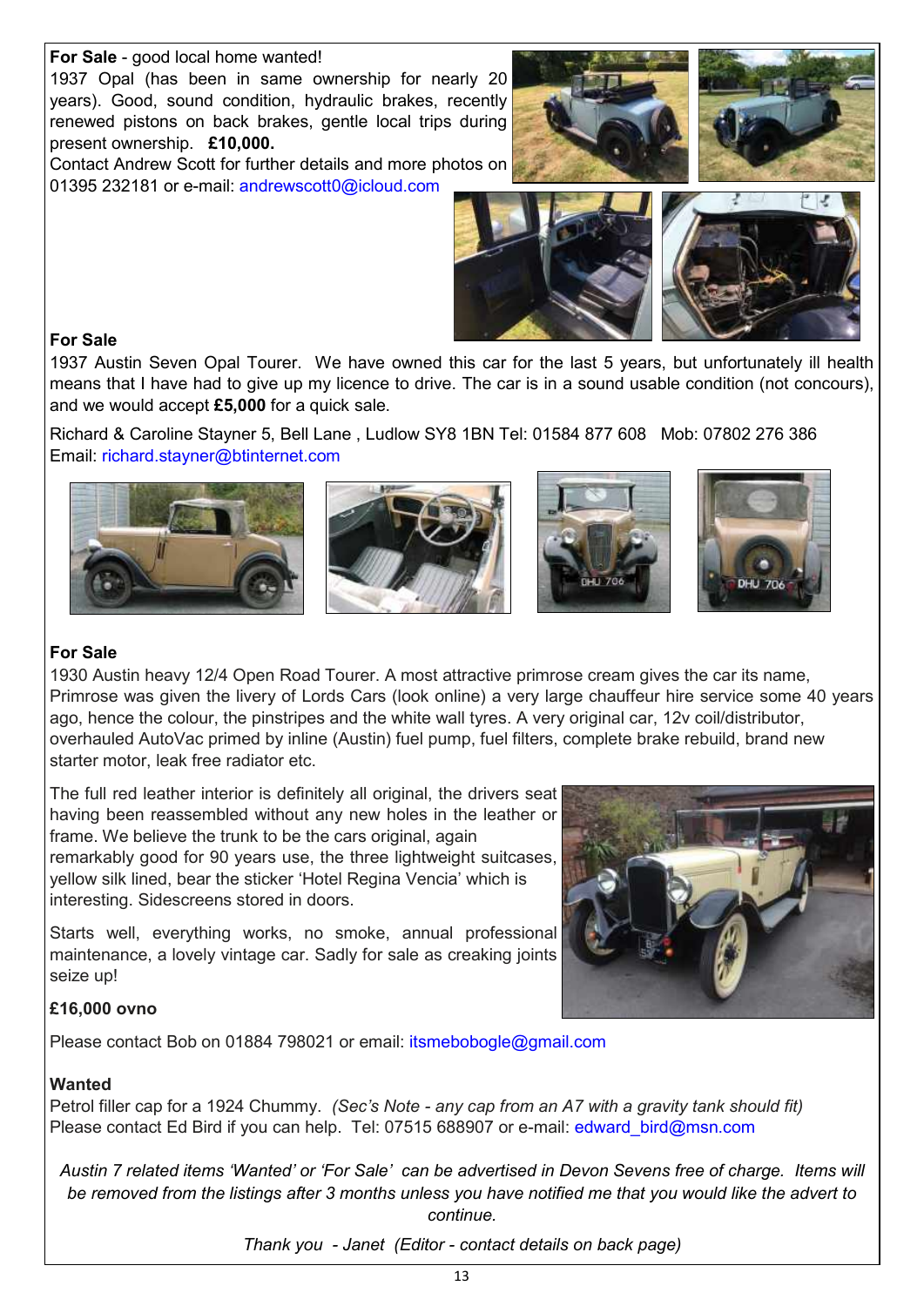**For Sale** - good local home wanted!

1937 Opal (has been in same ownership for nearly 20 years). Good, sound condition, hydraulic brakes, recently renewed pistons on back brakes, gentle local trips during present ownership. **£10,000.**

Contact Andrew Scott for further details and more photos on 01395 232181 or e-mail: andrewscott0@icloud.com

**For Sale**

1937 Austin Seven Opal Tourer. We have owned this car for the last 5 years, but unfortunately ill health means that I have had to give up my licence to drive. The car is in a sound usable condition (not concours), and we would accept **£5,000** for a quick sale.

Richard & Caroline Stayner 5, Bell Lane , Ludlow SY8 1BN Tel: 01584 877 608 Mob: 07802 276 386
Email: richard.stayner@btinternet.com

**For Sale**

1930 Austin heavy 12/4 Open Road Tourer. A most attractive primrose cream gives the car its name, Primrose was given the livery of Lords Cars (look online) a very large chauffeur hire service some 40 years ago, hence the colour, the pinstripes and the white wall tyres. A very original car, 12v coil/distributor, overhauled AutoVac primed by inline (Austin) fuel pump, fuel filters, complete brake rebuild, brand new starter motor, leak free radiator etc.

The full red leather interior is definitely all original, the drivers seat having been reassembled without any new holes in the leather or frame. We believe the trunk to be the cars original, again remarkably good for 90 years use, the three lightweight suitcases, yellow silk lined, bear the sticker 'Hotel Regina Vencia' which is interesting. Sidescreens stored in doors.

Starts well, everything works, no smoke, annual professional maintenance, a lovely vintage car. Sadly for sale as creaking joints seize up!

**£16,000 ovno**

Please contact Bob on 01884 798021 or email: itsmebobogle@gmail.com

**Wanted**

Petrol filler cap for a 1924 Chummy. *(Sec's Note - any cap from an A7 with a gravity tank should fit)*
Please contact Ed Bird if you can help. Tel: 07515 688907 or e-mail: edward_bird@msn.com

*Austin 7 related items 'Wanted' or 'For Sale' can be advertised in Devon Sevens free of charge. Items will be removed from the listings after 3 months unless you have notified me that you would like the advert to continue.*

*Thank you - Janet (Editor - contact details on back page)*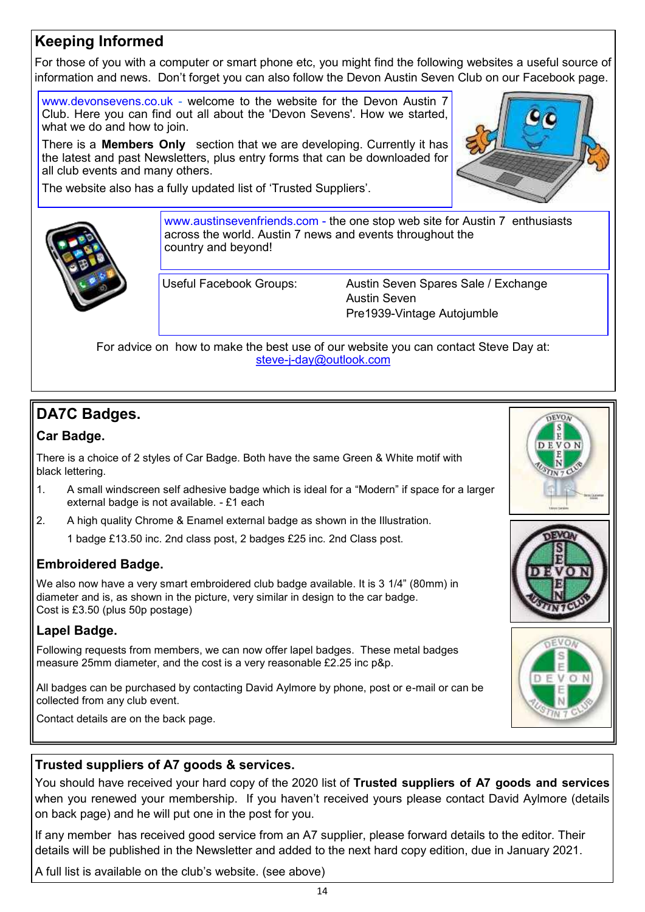## Keeping Informed

For those of you with a computer or smart phone etc, you might find the following websites a useful source of information and news. Don't forget you can also follow the Devon Austin Seven Club on our Facebook page.

www.devonsevens.co.uk - welcome to the website for the Devon Austin 7 Club. Here you can find out all about the 'Devon Sevens'. How we started, what we do and how to join.

There is a **Members Only** section that we are developing. Currently it has the latest and past Newsletters, plus entry forms that can be downloaded for all club events and many others.

The website also has a fully updated list of 'Trusted Suppliers'.

www.austinsevenfriends.com - the one stop web site for Austin 7 enthusiasts across the world. Austin 7 news and events throughout the country and beyond!

Useful Facebook Groups:

- Austin Seven Spares Sale / Exchange
- Austin Seven
- Pre1939-Vintage Autojumble

For advice on how to make the best use of our website you can contact Steve Day at: steve-j-day@outlook.com

## DA7C Badges.

### Car Badge.

There is a choice of 2 styles of Car Badge. Both have the same Green & White motif with black lettering.

1. A small windscreen self adhesive badge which is ideal for a "Modern" if space for a larger external badge is not available. - £1 each
2. A high quality Chrome & Enamel external badge as shown in the Illustration.

   1 badge £13.50 inc. 2nd class post, 2 badges £25 inc. 2nd Class post.

### Embroidered Badge.

We also now have a very smart embroidered club badge available. It is 3 1/4" (80mm) in diameter and is, as shown in the picture, very similar in design to the car badge.
Cost is £3.50 (plus 50p postage)

### Lapel Badge.

Following requests from members, we can now offer lapel badges. These metal badges measure 25mm diameter, and the cost is a very reasonable £2.25 inc p&p.

All badges can be purchased by contacting David Aylmore by phone, post or e-mail or can be collected from any club event.

Contact details are on the back page.

## Trusted suppliers of A7 goods & services.

You should have received your hard copy of the 2020 list of **Trusted suppliers of A7 goods and services** when you renewed your membership. If you haven't received yours please contact David Aylmore (details on back page) and he will put one in the post for you.

If any member has received good service from an A7 supplier, please forward details to the editor. Their details will be published in the Newsletter and added to the next hard copy edition, due in January 2021.

A full list is available on the club's website. (see above)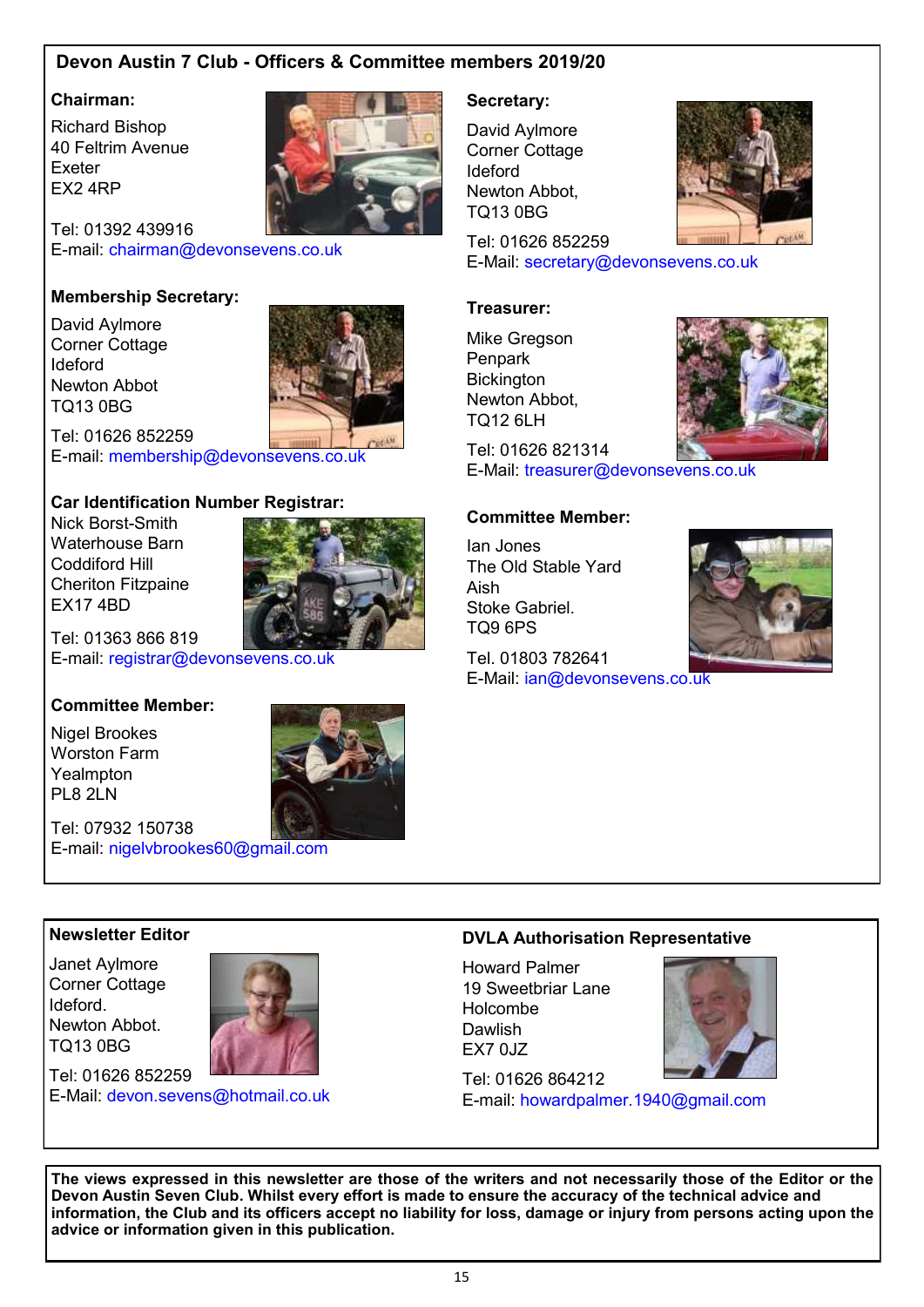## Devon Austin 7 Club - Officers & Committee members 2019/20

**Chairman:**

Richard Bishop
40 Feltrim Avenue
Exeter
EX2 4RP

Tel: 01392 439916
E-mail: chairman@devonsevens.co.uk

**Membership Secretary:**

David Aylmore
Corner Cottage
Ideford
Newton Abbot
TQ13 0BG

Tel: 01626 852259
E-mail: membership@devonsevens.co.uk

**Car Identification Number Registrar:**

Nick Borst-Smith
Waterhouse Barn
Coddiford Hill
Cheriton Fitzpaine
EX17 4BD

Tel: 01363 866 819
E-mail: registrar@devonsevens.co.uk

**Committee Member:**

Nigel Brookes
Worston Farm
Yealmpton
PL8 2LN

Tel: 07932 150738
E-mail: nigelvbrookes60@gmail.com

**Secretary:**

David Aylmore
Corner Cottage
Ideford
Newton Abbot,
TQ13 0BG

Tel: 01626 852259
E-Mail: secretary@devonsevens.co.uk

**Treasurer:**

Mike Gregson
Penpark
Bickington
Newton Abbot,
TQ12 6LH

Tel: 01626 821314
E-Mail: treasurer@devonsevens.co.uk

**Committee Member:**

Ian Jones
The Old Stable Yard
Aish
Stoke Gabriel.
TQ9 6PS

Tel. 01803 782641
E-Mail: ian@devonsevens.co.uk

**Newsletter Editor**

Janet Aylmore
Corner Cottage
Ideford.
Newton Abbot.
TQ13 0BG

Tel: 01626 852259
E-Mail: devon.sevens@hotmail.co.uk

**DVLA Authorisation Representative**

Howard Palmer
19 Sweetbriar Lane
Holcombe
Dawlish
EX7 0JZ

Tel: 01626 864212
E-mail: howardpalmer.1940@gmail.com

**The views expressed in this newsletter are those of the writers and not necessarily those of the Editor or the Devon Austin Seven Club. Whilst every effort is made to ensure the accuracy of the technical advice and information, the Club and its officers accept no liability for loss, damage or injury from persons acting upon the advice or information given in this publication.**